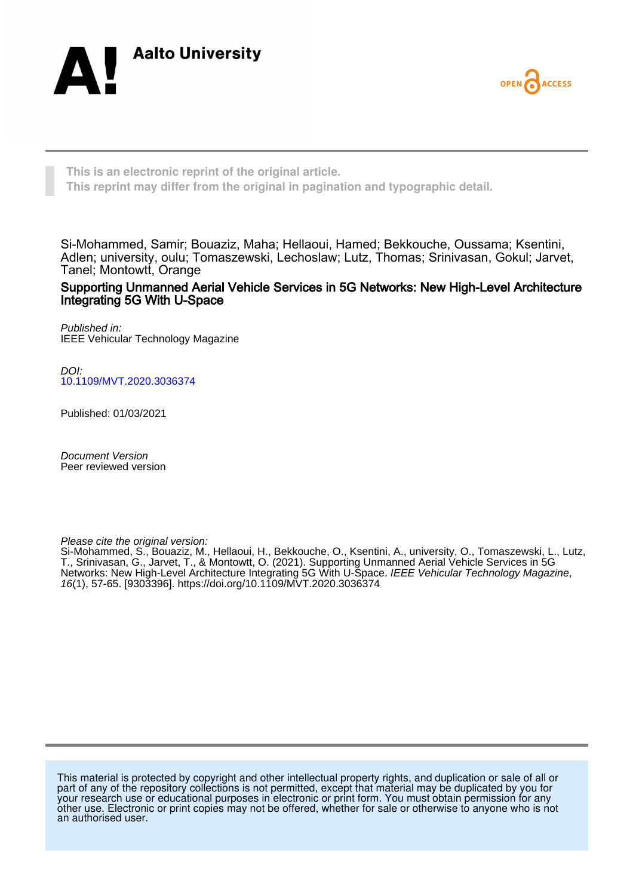Aalto University

OPEN ACCESS

This is an electronic reprint of the original article.
This reprint may differ from the original in pagination and typographic detail.

Si-Mohammed, Samir; Bouaziz, Maha; Hellaoui, Hamed; Bekkouche, Oussama; Ksentini, Adlen; university, oulu; Tomaszewski, Lechoslaw; Lutz, Thomas; Srinivasan, Gokul; Jarvet, Tanel; Montowtt, Orange

# Supporting Unmanned Aerial Vehicle Services in 5G Networks: New High-Level Architecture Integrating 5G With U-Space

*Published in:*
IEEE Vehicular Technology Magazine

*DOI:*
10.1109/MVT.2020.3036374

Published: 01/03/2021

*Document Version*
Peer reviewed version

*Please cite the original version:*
Si-Mohammed, S., Bouaziz, M., Hellaoui, H., Bekkouche, O., Ksentini, A., university, O., Tomaszewski, L., Lutz, T., Srinivasan, G., Jarvet, T., & Montowtt, O. (2021). Supporting Unmanned Aerial Vehicle Services in 5G Networks: New High-Level Architecture Integrating 5G With U-Space. *IEEE Vehicular Technology Magazine*, *16*(1), 57-65. [9303396]. https://doi.org/10.1109/MVT.2020.3036374

This material is protected by copyright and other intellectual property rights, and duplication or sale of all or part of any of the repository collections is not permitted, except that material may be duplicated by you for your research use or educational purposes in electronic or print form. You must obtain permission for any other use. Electronic or print copies may not be offered, whether for sale or otherwise to anyone who is not an authorised user.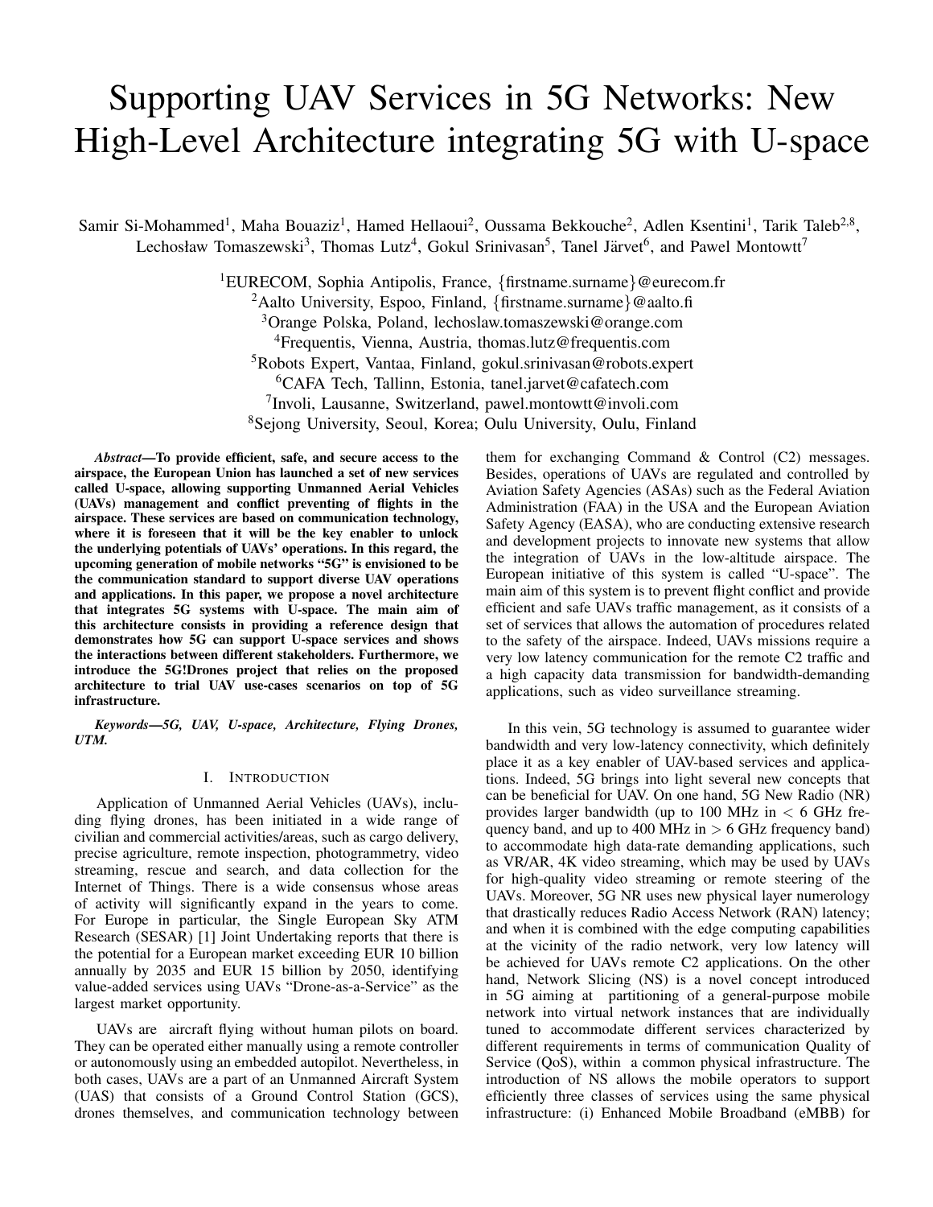# Supporting UAV Services in 5G Networks: New High-Level Architecture integrating 5G with U-space

Samir Si-Mohammed[1], Maha Bouaziz[1], Hamed Hellaoui[2], Oussama Bekkouche[2], Adlen Ksentini[1], Tarik Taleb[2,8], Lechosław Tomaszewski[3], Thomas Lutz[4], Gokul Srinivasan[5], Tanel Järvet[6], and Pawel Montowtt[7]

[1]EURECOM, Sophia Antipolis, France, {firstname.surname}@eurecom.fr
[2]Aalto University, Espoo, Finland, {firstname.surname}@aalto.fi
[3]Orange Polska, Poland, lechoslaw.tomaszewski@orange.com
[4]Frequentis, Vienna, Austria, thomas.lutz@frequentis.com
[5]Robots Expert, Vantaa, Finland, gokul.srinivasan@robots.expert
[6]CAFA Tech, Tallinn, Estonia, tanel.jarvet@cafatech.com
[7]Involi, Lausanne, Switzerland, pawel.montowtt@involi.com
[8]Sejong University, Seoul, Korea; Oulu University, Oulu, Finland

***Abstract*—To provide efficient, safe, and secure access to the airspace, the European Union has launched a set of new services called U-space, allowing supporting Unmanned Aerial Vehicles (UAVs) management and conflict preventing of flights in the airspace. These services are based on communication technology, where it is foreseen that it will be the key enabler to unlock the underlying potentials of UAVs' operations. In this regard, the upcoming generation of mobile networks "5G" is envisioned to be the communication standard to support diverse UAV operations and applications. In this paper, we propose a novel architecture that integrates 5G systems with U-space. The main aim of this architecture consists in providing a reference design that demonstrates how 5G can support U-space services and shows the interactions between different stakeholders. Furthermore, we introduce the 5G!Drones project that relies on the proposed architecture to trial UAV use-cases scenarios on top of 5G infrastructure.**

***Keywords*—5G, UAV, U-space, Architecture, Flying Drones, UTM.**

## I. Introduction

Application of Unmanned Aerial Vehicles (UAVs), including flying drones, has been initiated in a wide range of civilian and commercial activities/areas, such as cargo delivery, precise agriculture, remote inspection, photogrammetry, video streaming, rescue and search, and data collection for the Internet of Things. There is a wide consensus whose areas of activity will significantly expand in the years to come. For Europe in particular, the Single European Sky ATM Research (SESAR) [1] Joint Undertaking reports that there is the potential for a European market exceeding EUR 10 billion annually by 2035 and EUR 15 billion by 2050, identifying value-added services using UAVs "Drone-as-a-Service" as the largest market opportunity.

UAVs are aircraft flying without human pilots on board. They can be operated either manually using a remote controller or autonomously using an embedded autopilot. Nevertheless, in both cases, UAVs are a part of an Unmanned Aircraft System (UAS) that consists of a Ground Control Station (GCS), drones themselves, and communication technology between them for exchanging Command & Control (C2) messages. Besides, operations of UAVs are regulated and controlled by Aviation Safety Agencies (ASAs) such as the Federal Aviation Administration (FAA) in the USA and the European Aviation Safety Agency (EASA), who are conducting extensive research and development projects to innovate new systems that allow the integration of UAVs in the low-altitude airspace. The European initiative of this system is called "U-space". The main aim of this system is to prevent flight conflict and provide efficient and safe UAVs traffic management, as it consists of a set of services that allows the automation of procedures related to the safety of the airspace. Indeed, UAVs missions require a very low latency communication for the remote C2 traffic and a high capacity data transmission for bandwidth-demanding applications, such as video surveillance streaming.

In this vein, 5G technology is assumed to guarantee wider bandwidth and very low-latency connectivity, which definitely place it as a key enabler of UAV-based services and applications. Indeed, 5G brings into light several new concepts that can be beneficial for UAV. On one hand, 5G New Radio (NR) provides larger bandwidth (up to 100 MHz in $< 6$ GHz frequency band, and up to 400 MHz in $> 6$ GHz frequency band) to accommodate high data-rate demanding applications, such as VR/AR, 4K video streaming, which may be used by UAVs for high-quality video streaming or remote steering of the UAVs. Moreover, 5G NR uses new physical layer numerology that drastically reduces Radio Access Network (RAN) latency; and when it is combined with the edge computing capabilities at the vicinity of the radio network, very low latency will be achieved for UAVs remote C2 applications. On the other hand, Network Slicing (NS) is a novel concept introduced in 5G aiming at partitioning of a general-purpose mobile network into virtual network instances that are individually tuned to accommodate different services characterized by different requirements in terms of communication Quality of Service (QoS), within a common physical infrastructure. The introduction of NS allows the mobile operators to support efficiently three classes of services using the same physical infrastructure: (i) Enhanced Mobile Broadband (eMBB) for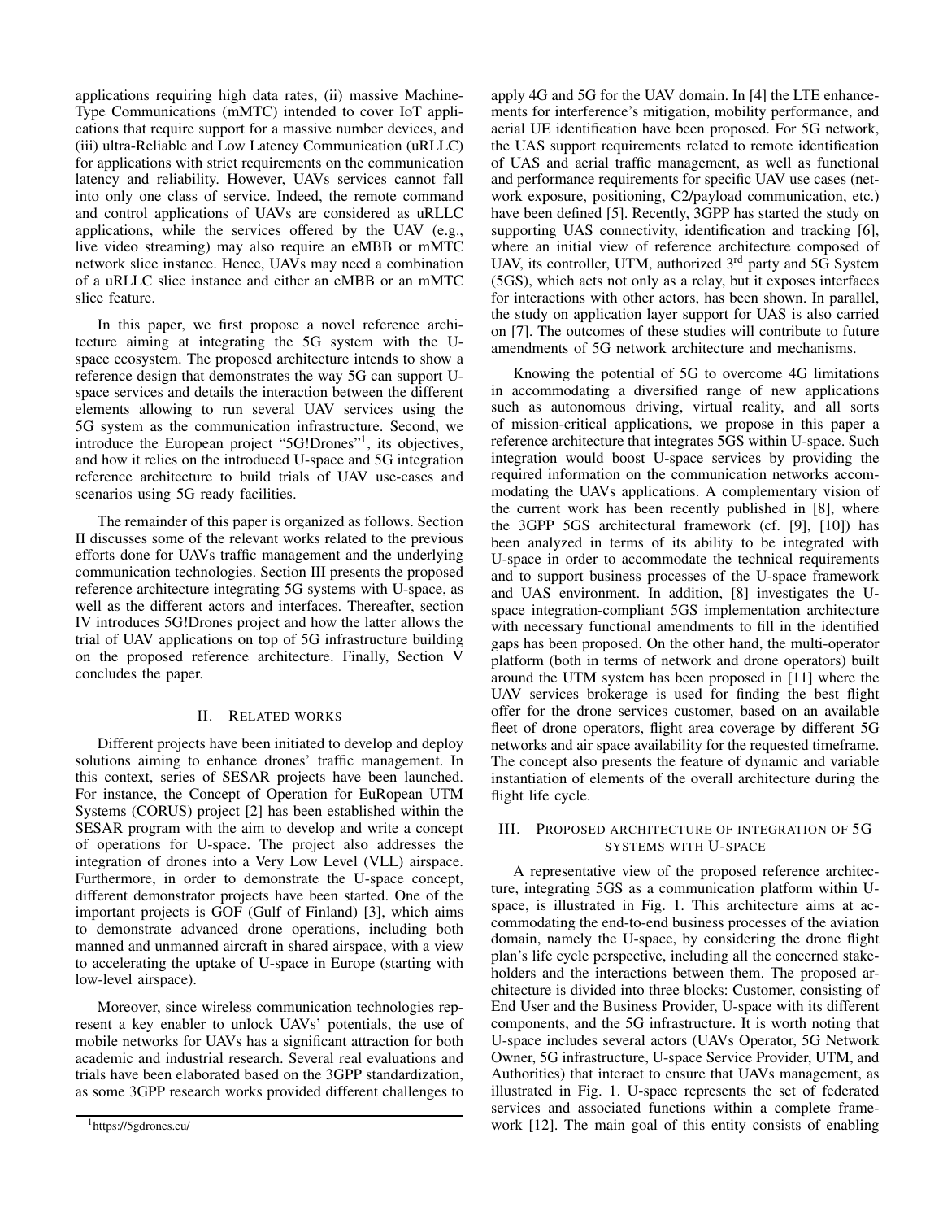applications requiring high data rates, (ii) massive Machine-Type Communications (mMTC) intended to cover IoT applications that require support for a massive number devices, and (iii) ultra-Reliable and Low Latency Communication (uRLLC) for applications with strict requirements on the communication latency and reliability. However, UAVs services cannot fall into only one class of service. Indeed, the remote command and control applications of UAVs are considered as uRLLC applications, while the services offered by the UAV (e.g., live video streaming) may also require an eMBB or mMTC network slice instance. Hence, UAVs may need a combination of a uRLLC slice instance and either an eMBB or an mMTC slice feature.

In this paper, we first propose a novel reference architecture aiming at integrating the 5G system with the U-space ecosystem. The proposed architecture intends to show a reference design that demonstrates the way 5G can support U-space services and details the interaction between the different elements allowing to run several UAV services using the 5G system as the communication infrastructure. Second, we introduce the European project "5G!Drones"[1], its objectives, and how it relies on the introduced U-space and 5G integration reference architecture to build trials of UAV use-cases and scenarios using 5G ready facilities.

The remainder of this paper is organized as follows. Section II discusses some of the relevant works related to the previous efforts done for UAVs traffic management and the underlying communication technologies. Section III presents the proposed reference architecture integrating 5G systems with U-space, as well as the different actors and interfaces. Thereafter, section IV introduces 5G!Drones project and how the latter allows the trial of UAV applications on top of 5G infrastructure building on the proposed reference architecture. Finally, Section V concludes the paper.

## II. Related works

Different projects have been initiated to develop and deploy solutions aiming to enhance drones' traffic management. In this context, series of SESAR projects have been launched. For instance, the Concept of Operation for EuRopean UTM Systems (CORUS) project [2] has been established within the SESAR program with the aim to develop and write a concept of operations for U-space. The project also addresses the integration of drones into a Very Low Level (VLL) airspace. Furthermore, in order to demonstrate the U-space concept, different demonstrator projects have been started. One of the important projects is GOF (Gulf of Finland) [3], which aims to demonstrate advanced drone operations, including both manned and unmanned aircraft in shared airspace, with a view to accelerating the uptake of U-space in Europe (starting with low-level airspace).

Moreover, since wireless communication technologies represent a key enabler to unlock UAVs' potentials, the use of mobile networks for UAVs has a significant attraction for both academic and industrial research. Several real evaluations and trials have been elaborated based on the 3GPP standardization, as some 3GPP research works provided different challenges to apply 4G and 5G for the UAV domain. In [4] the LTE enhancements for interference's mitigation, mobility performance, and aerial UE identification have been proposed. For 5G network, the UAS support requirements related to remote identification of UAS and aerial traffic management, as well as functional and performance requirements for specific UAV use cases (network exposure, positioning, C2/payload communication, etc.) have been defined [5]. Recently, 3GPP has started the study on supporting UAS connectivity, identification and tracking [6], where an initial view of reference architecture composed of UAV, its controller, UTM, authorized 3[rd] party and 5G System (5GS), which acts not only as a relay, but it exposes interfaces for interactions with other actors, has been shown. In parallel, the study on application layer support for UAS is also carried on [7]. The outcomes of these studies will contribute to future amendments of 5G network architecture and mechanisms.

Knowing the potential of 5G to overcome 4G limitations in accommodating a diversified range of new applications such as autonomous driving, virtual reality, and all sorts of mission-critical applications, we propose in this paper a reference architecture that integrates 5GS within U-space. Such integration would boost U-space services by providing the required information on the communication networks accommodating the UAVs applications. A complementary vision of the current work has been recently published in [8], where the 3GPP 5GS architectural framework (cf. [9], [10]) has been analyzed in terms of its ability to be integrated with U-space in order to accommodate the technical requirements and to support business processes of the U-space framework and UAS environment. In addition, [8] investigates the U-space integration-compliant 5GS implementation architecture with necessary functional amendments to fill in the identified gaps has been proposed. On the other hand, the multi-operator platform (both in terms of network and drone operators) built around the UTM system has been proposed in [11] where the UAV services brokerage is used for finding the best flight offer for the drone services customer, based on an available fleet of drone operators, flight area coverage by different 5G networks and air space availability for the requested timeframe. The concept also presents the feature of dynamic and variable instantiation of elements of the overall architecture during the flight life cycle.

## III. Proposed architecture of integration of 5G systems with U-space

A representative view of the proposed reference architecture, integrating 5GS as a communication platform within U-space, is illustrated in Fig. 1. This architecture aims at accommodating the end-to-end business processes of the aviation domain, namely the U-space, by considering the drone flight plan's life cycle perspective, including all the concerned stakeholders and the interactions between them. The proposed architecture is divided into three blocks: Customer, consisting of End User and the Business Provider, U-space with its different components, and the 5G infrastructure. It is worth noting that U-space includes several actors (UAVs Operator, 5G Network Owner, 5G infrastructure, U-space Service Provider, UTM, and Authorities) that interact to ensure that UAVs management, as illustrated in Fig. 1. U-space represents the set of federated services and associated functions within a complete framework [12]. The main goal of this entity consists of enabling

[1] https://5gdrones.eu/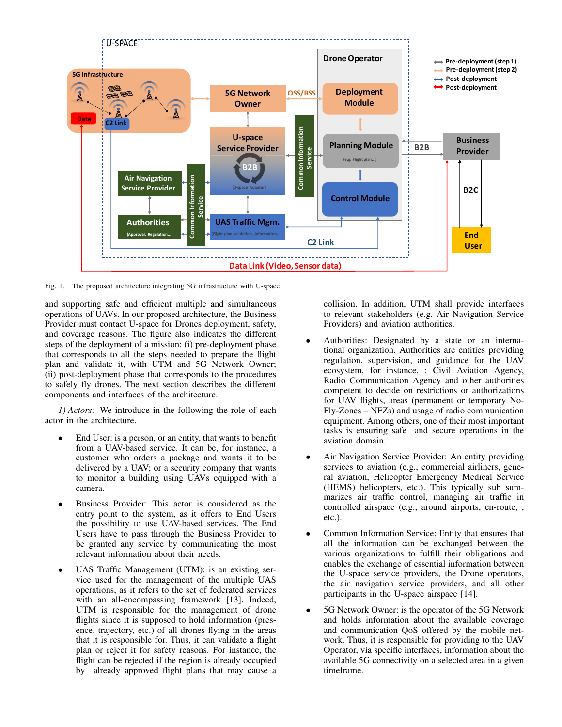Fig. 1. The proposed architecture integrating 5G infrastructure with U-space

and supporting safe and efficient multiple and simultaneous operations of UAVs. In our proposed architecture, the Business Provider must contact U-space for Drones deployment, safety, and coverage reasons. The figure also indicates the different steps of the deployment of a mission: (i) pre-deployment phase that corresponds to all the steps needed to prepare the flight plan and validate it, with UTM and 5G Network Owner; (ii) post-deployment phase that corresponds to the procedures to safely fly drones. The next section describes the different components and interfaces of the architecture.

*1) Actors:* We introduce in the following the role of each actor in the architecture.

- End User: is a person, or an entity, that wants to benefit from a UAV-based service. It can be, for instance, a customer who orders a package and wants it to be delivered by a UAV; or a security company that wants to monitor a building using UAVs equipped with a camera.
- Business Provider: This actor is considered as the entry point to the system, as it offers to End Users the possibility to use UAV-based services. The End Users have to pass through the Business Provider to be granted any service by communicating the most relevant information about their needs.
- UAS Traffic Management (UTM): is an existing service used for the management of the multiple UAS operations, as it refers to the set of federated services with an all-encompassing framework [13]. Indeed, UTM is responsible for the management of drone flights since it is supposed to hold information (presence, trajectory, etc.) of all drones flying in the areas that it is responsible for. Thus, it can validate a flight plan or reject it for safety reasons. For instance, the flight can be rejected if the region is already occupied by already approved flight plans that may cause a collision. In addition, UTM shall provide interfaces to relevant stakeholders (e.g. Air Navigation Service Providers) and aviation authorities.
- Authorities: Designated by a state or an international organization. Authorities are entities providing regulation, supervision, and guidance for the UAV ecosystem, for instance, : Civil Aviation Agency, Radio Communication Agency and other authorities competent to decide on restrictions or authorizations for UAV flights, areas (permanent or temporary No-Fly-Zones – NFZs) and usage of radio communication equipment. Among others, one of their most important tasks is ensuring safe and secure operations in the aviation domain.
- Air Navigation Service Provider: An entity providing services to aviation (e.g., commercial airliners, general aviation, Helicopter Emergency Medical Service (HEMS) helicopters, etc.). This typically sub summarizes air traffic control, managing air traffic in controlled airspace (e.g., around airports, en-route, , etc.).
- Common Information Service: Entity that ensures that all the information can be exchanged between the various organizations to fulfill their obligations and enables the exchange of essential information between the U-space service providers, the Drone operators, the air navigation service providers, and all other participants in the U-space airspace [14].
- 5G Network Owner: is the operator of the 5G Network and holds information about the available coverage and communication QoS offered by the mobile network. Thus, it is responsible for providing to the UAV Operator, via specific interfaces, information about the available 5G connectivity on a selected area in a given timeframe.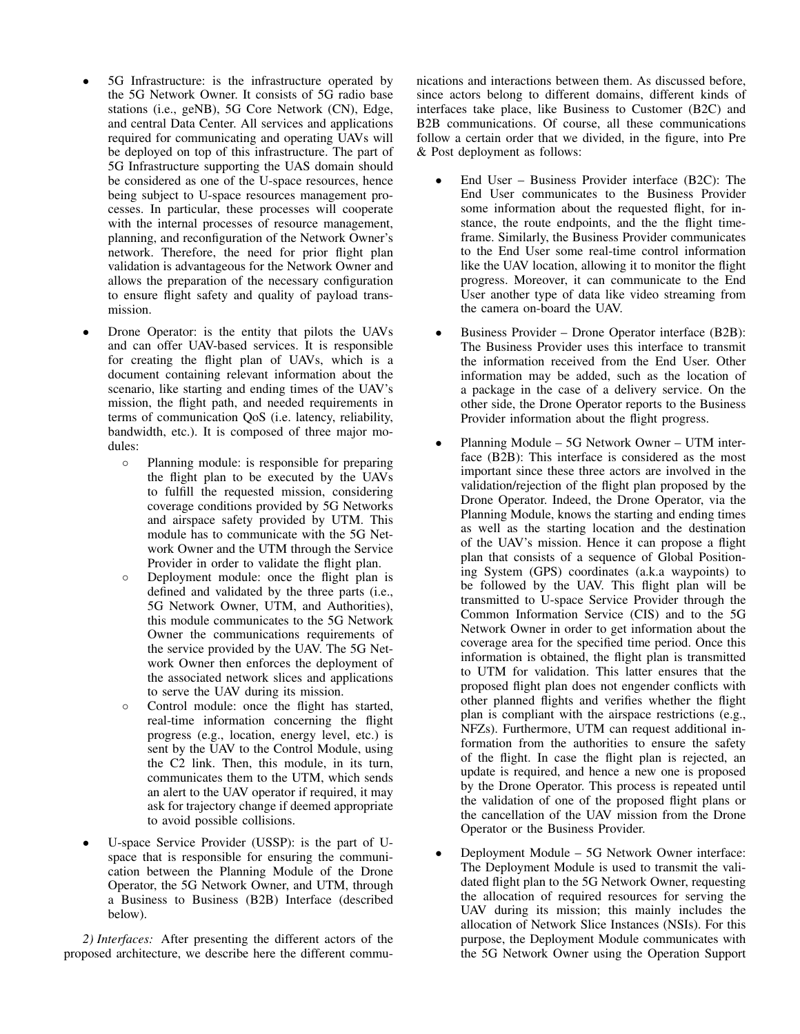- 5G Infrastructure: is the infrastructure operated by the 5G Network Owner. It consists of 5G radio base stations (i.e., geNB), 5G Core Network (CN), Edge, and central Data Center. All services and applications required for communicating and operating UAVs will be deployed on top of this infrastructure. The part of 5G Infrastructure supporting the UAS domain should be considered as one of the U-space resources, hence being subject to U-space resources management processes. In particular, these processes will cooperate with the internal processes of resource management, planning, and reconfiguration of the Network Owner's network. Therefore, the need for prior flight plan validation is advantageous for the Network Owner and allows the preparation of the necessary configuration to ensure flight safety and quality of payload transmission.
- Drone Operator: is the entity that pilots the UAVs and can offer UAV-based services. It is responsible for creating the flight plan of UAVs, which is a document containing relevant information about the scenario, like starting and ending times of the UAV's mission, the flight path, and needed requirements in terms of communication QoS (i.e. latency, reliability, bandwidth, etc.). It is composed of three major modules:
  - Planning module: is responsible for preparing the flight plan to be executed by the UAVs to fulfill the requested mission, considering coverage conditions provided by 5G Networks and airspace safety provided by UTM. This module has to communicate with the 5G Network Owner and the UTM through the Service Provider in order to validate the flight plan.
  - Deployment module: once the flight plan is defined and validated by the three parts (i.e., 5G Network Owner, UTM, and Authorities), this module communicates to the 5G Network Owner the communications requirements of the service provided by the UAV. The 5G Network Owner then enforces the deployment of the associated network slices and applications to serve the UAV during its mission.
  - Control module: once the flight has started, real-time information concerning the flight progress (e.g., location, energy level, etc.) is sent by the UAV to the Control Module, using the C2 link. Then, this module, in its turn, communicates them to the UTM, which sends an alert to the UAV operator if required, it may ask for trajectory change if deemed appropriate to avoid possible collisions.
- U-space Service Provider (USSP): is the part of U-space that is responsible for ensuring the communication between the Planning Module of the Drone Operator, the 5G Network Owner, and UTM, through a Business to Business (B2B) Interface (described below).

*2) Interfaces:* After presenting the different actors of the proposed architecture, we describe here the different communications and interactions between them. As discussed before, since actors belong to different domains, different kinds of interfaces take place, like Business to Customer (B2C) and B2B communications. Of course, all these communications follow a certain order that we divided, in the figure, into Pre & Post deployment as follows:

- End User – Business Provider interface (B2C): The End User communicates to the Business Provider some information about the requested flight, for instance, the route endpoints, and the the flight timeframe. Similarly, the Business Provider communicates to the End User some real-time control information like the UAV location, allowing it to monitor the flight progress. Moreover, it can communicate to the End User another type of data like video streaming from the camera on-board the UAV.
- Business Provider – Drone Operator interface (B2B): The Business Provider uses this interface to transmit the information received from the End User. Other information may be added, such as the location of a package in the case of a delivery service. On the other side, the Drone Operator reports to the Business Provider information about the flight progress.
- Planning Module – 5G Network Owner – UTM interface (B2B): This interface is considered as the most important since these three actors are involved in the validation/rejection of the flight plan proposed by the Drone Operator. Indeed, the Drone Operator, via the Planning Module, knows the starting and ending times as well as the starting location and the destination of the UAV's mission. Hence it can propose a flight plan that consists of a sequence of Global Positioning System (GPS) coordinates (a.k.a waypoints) to be followed by the UAV. This flight plan will be transmitted to U-space Service Provider through the Common Information Service (CIS) and to the 5G Network Owner in order to get information about the coverage area for the specified time period. Once this information is obtained, the flight plan is transmitted to UTM for validation. This latter ensures that the proposed flight plan does not engender conflicts with other planned flights and verifies whether the flight plan is compliant with the airspace restrictions (e.g., NFZs). Furthermore, UTM can request additional information from the authorities to ensure the safety of the flight. In case the flight plan is rejected, an update is required, and hence a new one is proposed by the Drone Operator. This process is repeated until the validation of one of the proposed flight plans or the cancellation of the UAV mission from the Drone Operator or the Business Provider.
- Deployment Module – 5G Network Owner interface: The Deployment Module is used to transmit the validated flight plan to the 5G Network Owner, requesting the allocation of required resources for serving the UAV during its mission; this mainly includes the allocation of Network Slice Instances (NSIs). For this purpose, the Deployment Module communicates with the 5G Network Owner using the Operation Support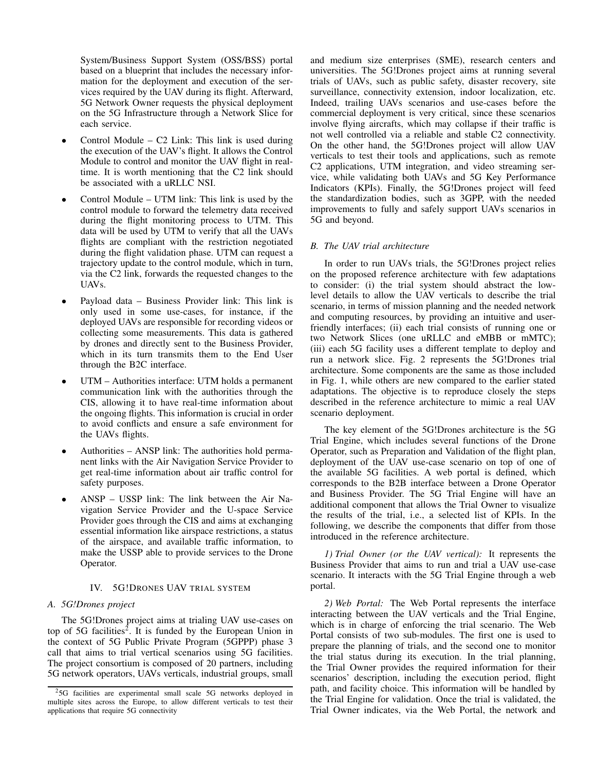System/Business Support System (OSS/BSS) portal based on a blueprint that includes the necessary information for the deployment and execution of the services required by the UAV during its flight. Afterward, 5G Network Owner requests the physical deployment on the 5G Infrastructure through a Network Slice for each service.

- Control Module – C2 Link: This link is used during the execution of the UAV's flight. It allows the Control Module to control and monitor the UAV flight in real-time. It is worth mentioning that the C2 link should be associated with a uRLLC NSI.
- Control Module – UTM link: This link is used by the control module to forward the telemetry data received during the flight monitoring process to UTM. This data will be used by UTM to verify that all the UAVs flights are compliant with the restriction negotiated during the flight validation phase. UTM can request a trajectory update to the control module, which in turn, via the C2 link, forwards the requested changes to the UAVs.
- Payload data – Business Provider link: This link is only used in some use-cases, for instance, if the deployed UAVs are responsible for recording videos or collecting some measurements. This data is gathered by drones and directly sent to the Business Provider, which in its turn transmits them to the End User through the B2C interface.
- UTM – Authorities interface: UTM holds a permanent communication link with the authorities through the CIS, allowing it to have real-time information about the ongoing flights. This information is crucial in order to avoid conflicts and ensure a safe environment for the UAVs flights.
- Authorities – ANSP link: The authorities hold permanent links with the Air Navigation Service Provider to get real-time information about air traffic control for safety purposes.
- ANSP – USSP link: The link between the Air Navigation Service Provider and the U-space Service Provider goes through the CIS and aims at exchanging essential information like airspace restrictions, a status of the airspace, and available traffic information, to make the USSP able to provide services to the Drone Operator.

## IV. 5G!Drones UAV trial system

### A. 5G!Drones project

The 5G!Drones project aims at trialing UAV use-cases on top of 5G facilities[2]. It is funded by the European Union in the context of 5G Public Private Program (5GPPP) phase 3 call that aims to trial vertical scenarios using 5G facilities. The project consortium is composed of 20 partners, including 5G network operators, UAVs verticals, industrial groups, small and medium size enterprises (SME), research centers and universities. The 5G!Drones project aims at running several trials of UAVs, such as public safety, disaster recovery, site surveillance, connectivity extension, indoor localization, etc. Indeed, trailing UAVs scenarios and use-cases before the commercial deployment is very critical, since these scenarios involve flying aircrafts, which may collapse if their traffic is not well controlled via a reliable and stable C2 connectivity. On the other hand, the 5G!Drones project will allow UAV verticals to test their tools and applications, such as remote C2 applications, UTM integration, and video streaming service, while validating both UAVs and 5G Key Performance Indicators (KPIs). Finally, the 5G!Drones project will feed the standardization bodies, such as 3GPP, with the needed improvements to fully and safely support UAVs scenarios in 5G and beyond.

### B. The UAV trial architecture

In order to run UAVs trials, the 5G!Drones project relies on the proposed reference architecture with few adaptations to consider: (i) the trial system should abstract the low-level details to allow the UAV verticals to describe the trial scenario, in terms of mission planning and the needed network and computing resources, by providing an intuitive and user-friendly interfaces; (ii) each trial consists of running one or two Network Slices (one uRLLC and eMBB or mMTC); (iii) each 5G facility uses a different template to deploy and run a network slice. Fig. 2 represents the 5G!Drones trial architecture. Some components are the same as those included in Fig. 1, while others are new compared to the earlier stated adaptations. The objective is to reproduce closely the steps described in the reference architecture to mimic a real UAV scenario deployment.

The key element of the 5G!Drones architecture is the 5G Trial Engine, which includes several functions of the Drone Operator, such as Preparation and Validation of the flight plan, deployment of the UAV use-case scenario on top of one of the available 5G facilities. A web portal is defined, which corresponds to the B2B interface between a Drone Operator and Business Provider. The 5G Trial Engine will have an additional component that allows the Trial Owner to visualize the results of the trial, i.e., a selected list of KPIs. In the following, we describe the components that differ from those introduced in the reference architecture.

*1) Trial Owner (or the UAV vertical):* It represents the Business Provider that aims to run and trial a UAV use-case scenario. It interacts with the 5G Trial Engine through a web portal.

*2) Web Portal:* The Web Portal represents the interface interacting between the UAV verticals and the Trial Engine, which is in charge of enforcing the trial scenario. The Web Portal consists of two sub-modules. The first one is used to prepare the planning of trials, and the second one to monitor the trial status during its execution. In the trial planning, the Trial Owner provides the required information for their scenarios' description, including the execution period, flight path, and facility choice. This information will be handled by the Trial Engine for validation. Once the trial is validated, the Trial Owner indicates, via the Web Portal, the network and

[2] 5G facilities are experimental small scale 5G networks deployed in multiple sites across the Europe, to allow different verticals to test their applications that require 5G connectivity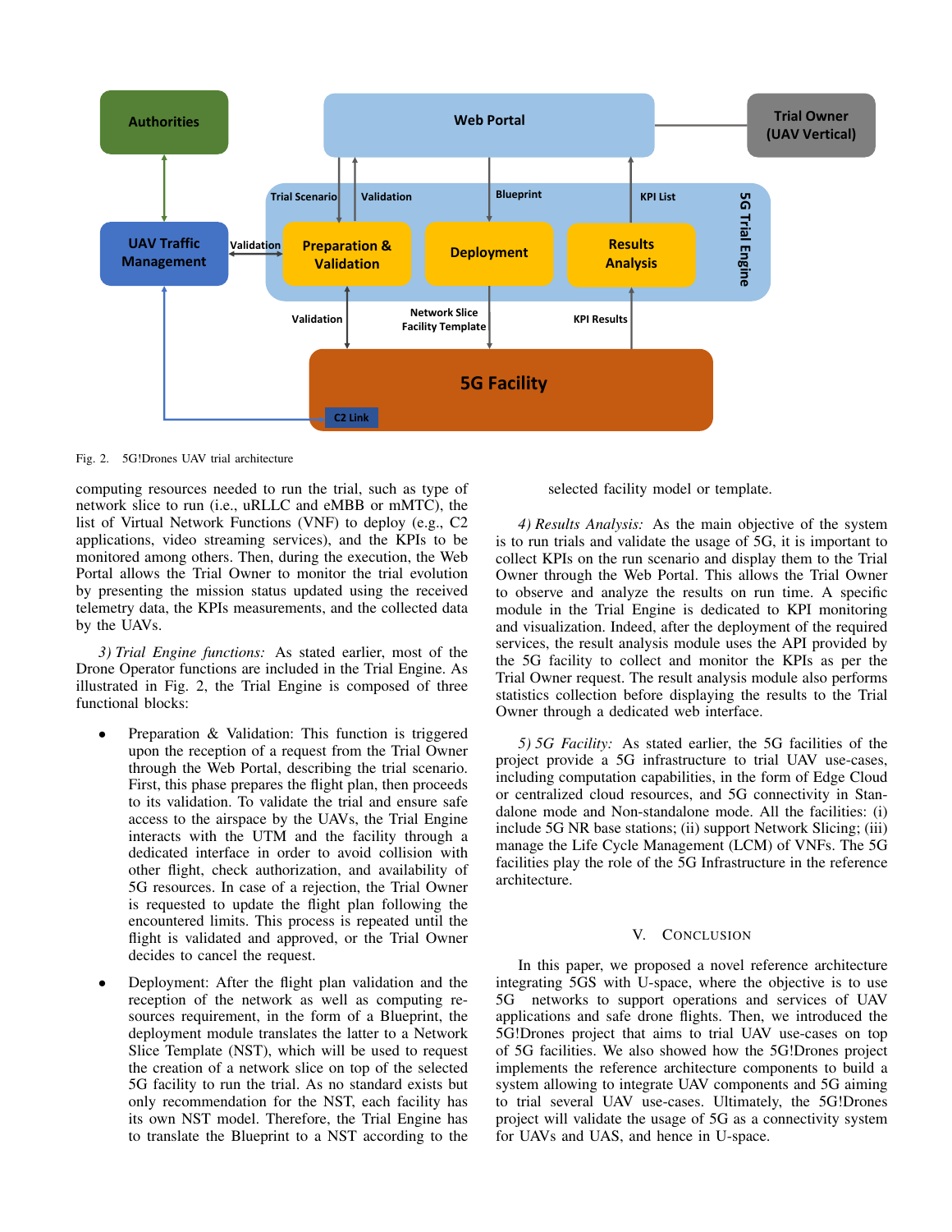Fig. 2. 5G!Drones UAV trial architecture

computing resources needed to run the trial, such as type of network slice to run (i.e., uRLLC and eMBB or mMTC), the list of Virtual Network Functions (VNF) to deploy (e.g., C2 applications, video streaming services), and the KPIs to be monitored among others. Then, during the execution, the Web Portal allows the Trial Owner to monitor the trial evolution by presenting the mission status updated using the received telemetry data, the KPIs measurements, and the collected data by the UAVs.

*3) Trial Engine functions:* As stated earlier, most of the Drone Operator functions are included in the Trial Engine. As illustrated in Fig. 2, the Trial Engine is composed of three functional blocks:

- Preparation & Validation: This function is triggered upon the reception of a request from the Trial Owner through the Web Portal, describing the trial scenario. First, this phase prepares the flight plan, then proceeds to its validation. To validate the trial and ensure safe access to the airspace by the UAVs, the Trial Engine interacts with the UTM and the facility through a dedicated interface in order to avoid collision with other flight, check authorization, and availability of 5G resources. In case of a rejection, the Trial Owner is requested to update the flight plan following the encountered limits. This process is repeated until the flight is validated and approved, or the Trial Owner decides to cancel the request.
- Deployment: After the flight plan validation and the reception of the network as well as computing resources requirement, in the form of a Blueprint, the deployment module translates the latter to a Network Slice Template (NST), which will be used to request the creation of a network slice on top of the selected 5G facility to run the trial. As no standard exists but only recommendation for the NST, each facility has its own NST model. Therefore, the Trial Engine has to translate the Blueprint to a NST according to the selected facility model or template.

*4) Results Analysis:* As the main objective of the system is to run trials and validate the usage of 5G, it is important to collect KPIs on the run scenario and display them to the Trial Owner through the Web Portal. This allows the Trial Owner to observe and analyze the results on run time. A specific module in the Trial Engine is dedicated to KPI monitoring and visualization. Indeed, after the deployment of the required services, the result analysis module uses the API provided by the 5G facility to collect and monitor the KPIs as per the Trial Owner request. The result analysis module also performs statistics collection before displaying the results to the Trial Owner through a dedicated web interface.

*5) 5G Facility:* As stated earlier, the 5G facilities of the project provide a 5G infrastructure to trial UAV use-cases, including computation capabilities, in the form of Edge Cloud or centralized cloud resources, and 5G connectivity in Standalone mode and Non-standalone mode. All the facilities: (i) include 5G NR base stations; (ii) support Network Slicing; (iii) manage the Life Cycle Management (LCM) of VNFs. The 5G facilities play the role of the 5G Infrastructure in the reference architecture.

## V. Conclusion

In this paper, we proposed a novel reference architecture integrating 5GS with U-space, where the objective is to use 5G networks to support operations and services of UAV applications and safe drone flights. Then, we introduced the 5G!Drones project that aims to trial UAV use-cases on top of 5G facilities. We also showed how the 5G!Drones project implements the reference architecture components to build a system allowing to integrate UAV components and 5G aiming to trial several UAV use-cases. Ultimately, the 5G!Drones project will validate the usage of 5G as a connectivity system for UAVs and UAS, and hence in U-space.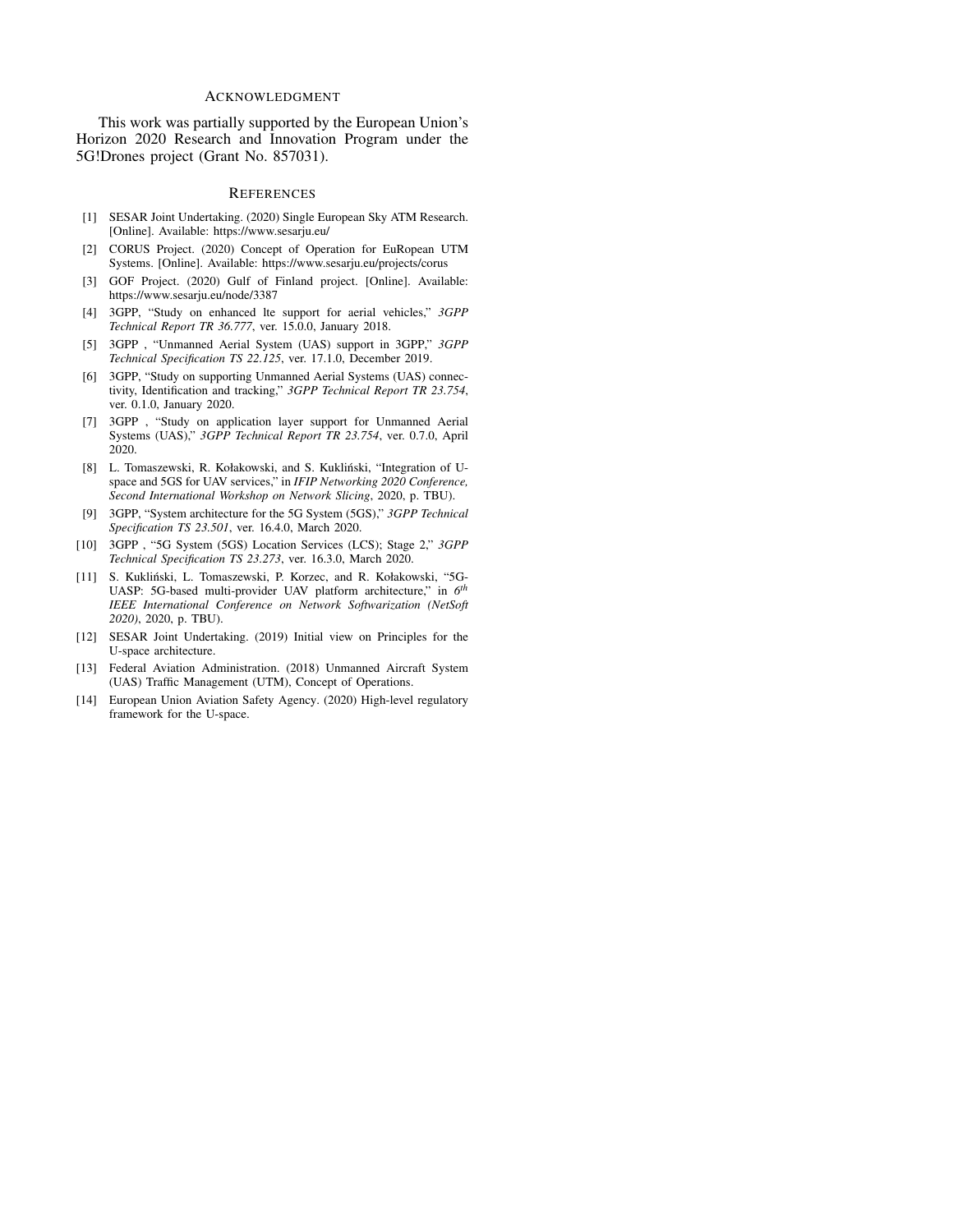## ACKNOWLEDGMENT

This work was partially supported by the European Union's Horizon 2020 Research and Innovation Program under the 5G!Drones project (Grant No. 857031).

## REFERENCES

[1] SESAR Joint Undertaking. (2020) Single European Sky ATM Research. [Online]. Available: https://www.sesarju.eu/

[2] CORUS Project. (2020) Concept of Operation for EuRopean UTM Systems. [Online]. Available: https://www.sesarju.eu/projects/corus

[3] GOF Project. (2020) Gulf of Finland project. [Online]. Available: https://www.sesarju.eu/node/3387

[4] 3GPP, "Study on enhanced lte support for aerial vehicles," *3GPP Technical Report TR 36.777*, ver. 15.0.0, January 2018.

[5] 3GPP , "Unmanned Aerial System (UAS) support in 3GPP," *3GPP Technical Specification TS 22.125*, ver. 17.1.0, December 2019.

[6] 3GPP, "Study on supporting Unmanned Aerial Systems (UAS) connectivity, Identification and tracking," *3GPP Technical Report TR 23.754*, ver. 0.1.0, January 2020.

[7] 3GPP , "Study on application layer support for Unmanned Aerial Systems (UAS)," *3GPP Technical Report TR 23.754*, ver. 0.7.0, April 2020.

[8] L. Tomaszewski, R. Kołakowski, and S. Kukliński, "Integration of U-space and 5GS for UAV services," in *IFIP Networking 2020 Conference, Second International Workshop on Network Slicing*, 2020, p. TBU).

[9] 3GPP, "System architecture for the 5G System (5GS)," *3GPP Technical Specification TS 23.501*, ver. 16.4.0, March 2020.

[10] 3GPP , "5G System (5GS) Location Services (LCS); Stage 2," *3GPP Technical Specification TS 23.273*, ver. 16.3.0, March 2020.

[11] S. Kukliński, L. Tomaszewski, P. Korzec, and R. Kołakowski, "5G-UASP: 5G-based multi-provider UAV platform architecture," in *6th IEEE International Conference on Network Softwarization (NetSoft 2020)*, 2020, p. TBU).

[12] SESAR Joint Undertaking. (2019) Initial view on Principles for the U-space architecture.

[13] Federal Aviation Administration. (2018) Unmanned Aircraft System (UAS) Traffic Management (UTM), Concept of Operations.

[14] European Union Aviation Safety Agency. (2020) High-level regulatory framework for the U-space.